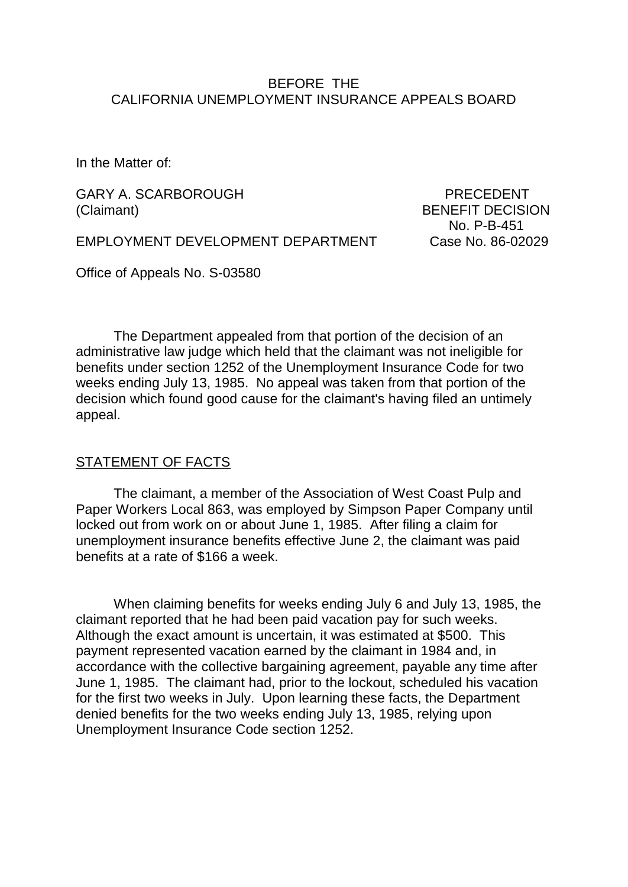BEFORE THE
CALIFORNIA UNEMPLOYMENT INSURANCE APPEALS BOARD

In the Matter of:

GARY A. SCARBOROUGH
(Claimant)

PRECEDENT
BENEFIT DECISION
No. P-B-451
Case No. 86-02029

EMPLOYMENT DEVELOPMENT DEPARTMENT

Office of Appeals No. S-03580

The Department appealed from that portion of the decision of an administrative law judge which held that the claimant was not ineligible for benefits under section 1252 of the Unemployment Insurance Code for two weeks ending July 13, 1985. No appeal was taken from that portion of the decision which found good cause for the claimant's having filed an untimely appeal.

## STATEMENT OF FACTS

The claimant, a member of the Association of West Coast Pulp and Paper Workers Local 863, was employed by Simpson Paper Company until locked out from work on or about June 1, 1985. After filing a claim for unemployment insurance benefits effective June 2, the claimant was paid benefits at a rate of $166 a week.

When claiming benefits for weeks ending July 6 and July 13, 1985, the claimant reported that he had been paid vacation pay for such weeks. Although the exact amount is uncertain, it was estimated at $500. This payment represented vacation earned by the claimant in 1984 and, in accordance with the collective bargaining agreement, payable any time after June 1, 1985. The claimant had, prior to the lockout, scheduled his vacation for the first two weeks in July. Upon learning these facts, the Department denied benefits for the two weeks ending July 13, 1985, relying upon Unemployment Insurance Code section 1252.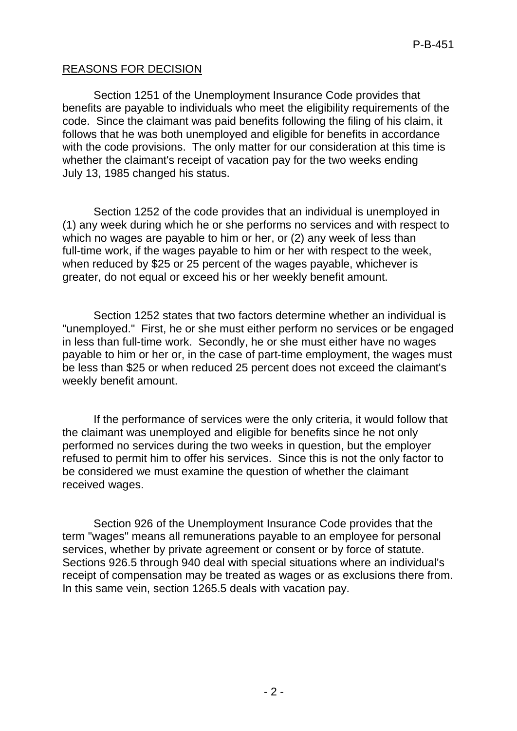REASONS FOR DECISION

Section 1251 of the Unemployment Insurance Code provides that benefits are payable to individuals who meet the eligibility requirements of the code. Since the claimant was paid benefits following the filing of his claim, it follows that he was both unemployed and eligible for benefits in accordance with the code provisions. The only matter for our consideration at this time is whether the claimant's receipt of vacation pay for the two weeks ending July 13, 1985 changed his status.

Section 1252 of the code provides that an individual is unemployed in (1) any week during which he or she performs no services and with respect to which no wages are payable to him or her, or (2) any week of less than full-time work, if the wages payable to him or her with respect to the week, when reduced by $25 or 25 percent of the wages payable, whichever is greater, do not equal or exceed his or her weekly benefit amount.

Section 1252 states that two factors determine whether an individual is "unemployed." First, he or she must either perform no services or be engaged in less than full-time work. Secondly, he or she must either have no wages payable to him or her or, in the case of part-time employment, the wages must be less than $25 or when reduced 25 percent does not exceed the claimant's weekly benefit amount.

If the performance of services were the only criteria, it would follow that the claimant was unemployed and eligible for benefits since he not only performed no services during the two weeks in question, but the employer refused to permit him to offer his services. Since this is not the only factor to be considered we must examine the question of whether the claimant received wages.

Section 926 of the Unemployment Insurance Code provides that the term "wages" means all remunerations payable to an employee for personal services, whether by private agreement or consent or by force of statute. Sections 926.5 through 940 deal with special situations where an individual's receipt of compensation may be treated as wages or as exclusions there from. In this same vein, section 1265.5 deals with vacation pay.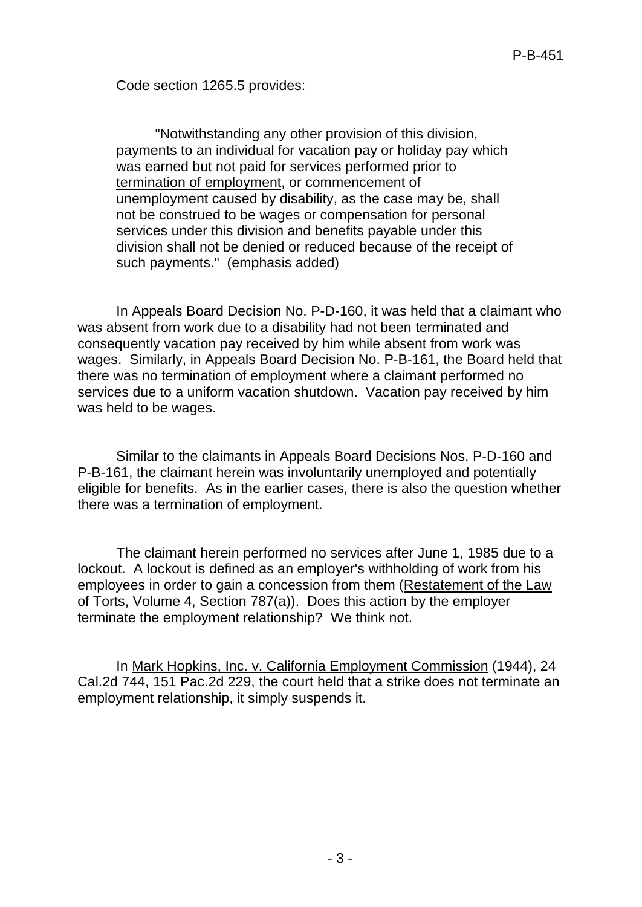Code section 1265.5 provides:

> "Notwithstanding any other provision of this division, payments to an individual for vacation pay or holiday pay which was earned but not paid for services performed prior to <u>termination of employment</u>, or commencement of unemployment caused by disability, as the case may be, shall not be construed to be wages or compensation for personal services under this division and benefits payable under this division shall not be denied or reduced because of the receipt of such payments." (emphasis added)

In Appeals Board Decision No. P-D-160, it was held that a claimant who was absent from work due to a disability had not been terminated and consequently vacation pay received by him while absent from work was wages. Similarly, in Appeals Board Decision No. P-B-161, the Board held that there was no termination of employment where a claimant performed no services due to a uniform vacation shutdown. Vacation pay received by him was held to be wages.

Similar to the claimants in Appeals Board Decisions Nos. P-D-160 and P-B-161, the claimant herein was involuntarily unemployed and potentially eligible for benefits. As in the earlier cases, there is also the question whether there was a termination of employment.

The claimant herein performed no services after June 1, 1985 due to a lockout. A lockout is defined as an employer's withholding of work from his employees in order to gain a concession from them (<u>Restatement of the Law of Torts</u>, Volume 4, Section 787(a)). Does this action by the employer terminate the employment relationship? We think not.

In <u>Mark Hopkins, Inc. v. California Employment Commission</u> (1944), 24 Cal.2d 744, 151 Pac.2d 229, the court held that a strike does not terminate an employment relationship, it simply suspends it.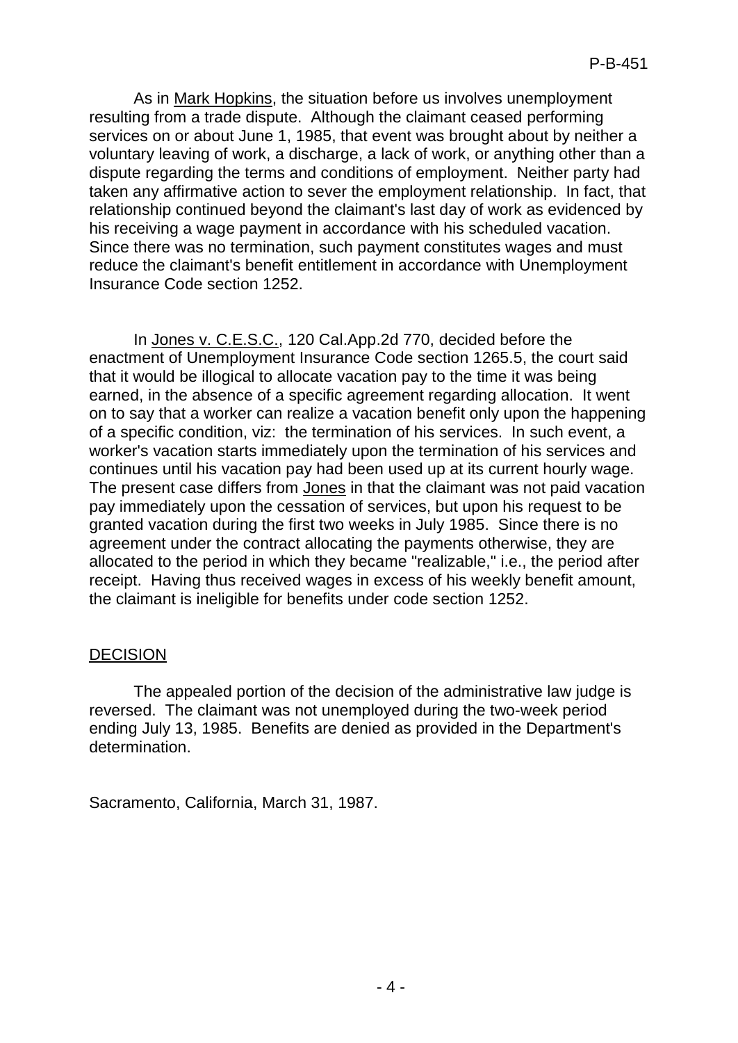As in Mark Hopkins, the situation before us involves unemployment resulting from a trade dispute. Although the claimant ceased performing services on or about June 1, 1985, that event was brought about by neither a voluntary leaving of work, a discharge, a lack of work, or anything other than a dispute regarding the terms and conditions of employment. Neither party had taken any affirmative action to sever the employment relationship. In fact, that relationship continued beyond the claimant's last day of work as evidenced by his receiving a wage payment in accordance with his scheduled vacation. Since there was no termination, such payment constitutes wages and must reduce the claimant's benefit entitlement in accordance with Unemployment Insurance Code section 1252.

In Jones v. C.E.S.C., 120 Cal.App.2d 770, decided before the enactment of Unemployment Insurance Code section 1265.5, the court said that it would be illogical to allocate vacation pay to the time it was being earned, in the absence of a specific agreement regarding allocation. It went on to say that a worker can realize a vacation benefit only upon the happening of a specific condition, viz: the termination of his services. In such event, a worker's vacation starts immediately upon the termination of his services and continues until his vacation pay had been used up at its current hourly wage. The present case differs from Jones in that the claimant was not paid vacation pay immediately upon the cessation of services, but upon his request to be granted vacation during the first two weeks in July 1985. Since there is no agreement under the contract allocating the payments otherwise, they are allocated to the period in which they became "realizable," i.e., the period after receipt. Having thus received wages in excess of his weekly benefit amount, the claimant is ineligible for benefits under code section 1252.

## DECISION

The appealed portion of the decision of the administrative law judge is reversed. The claimant was not unemployed during the two-week period ending July 13, 1985. Benefits are denied as provided in the Department's determination.

Sacramento, California, March 31, 1987.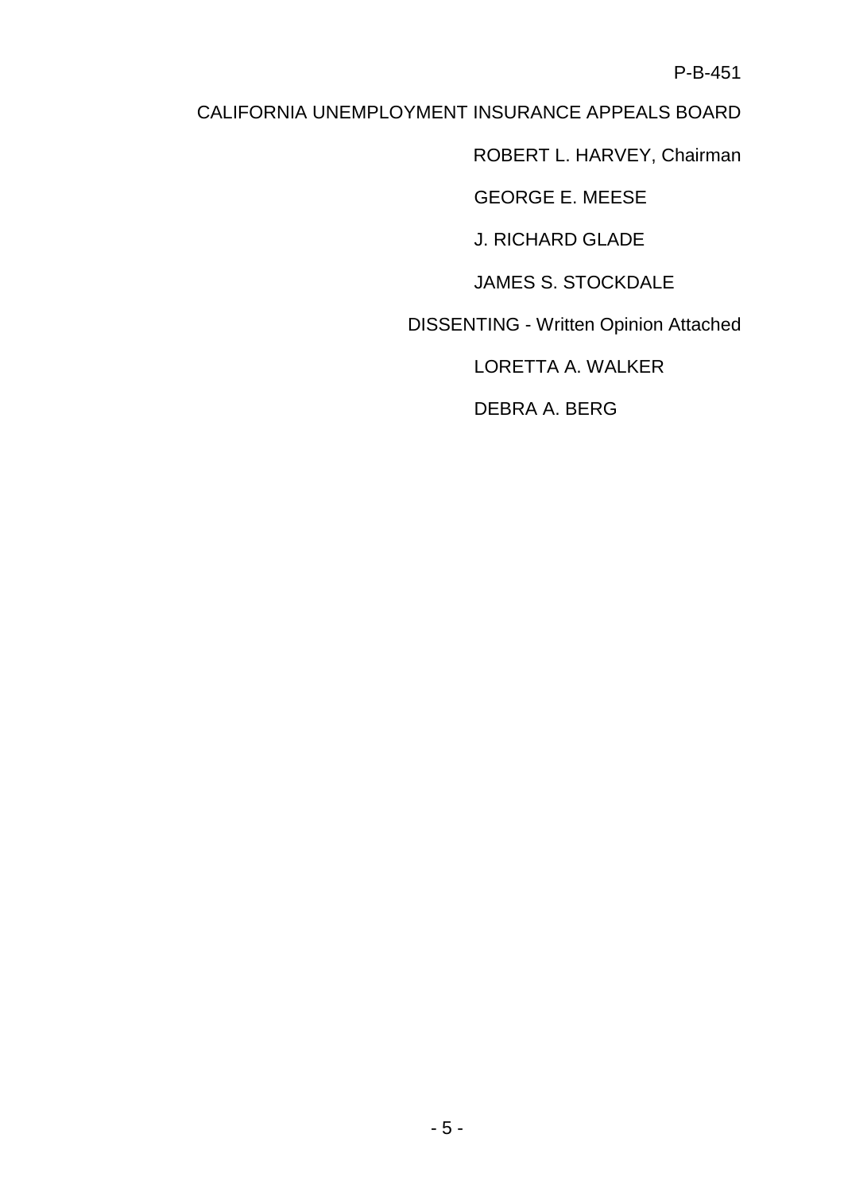P-B-451

CALIFORNIA UNEMPLOYMENT INSURANCE APPEALS BOARD

ROBERT L. HARVEY, Chairman

GEORGE E. MEESE

J. RICHARD GLADE

JAMES S. STOCKDALE

DISSENTING - Written Opinion Attached

LORETTA A. WALKER

DEBRA A. BERG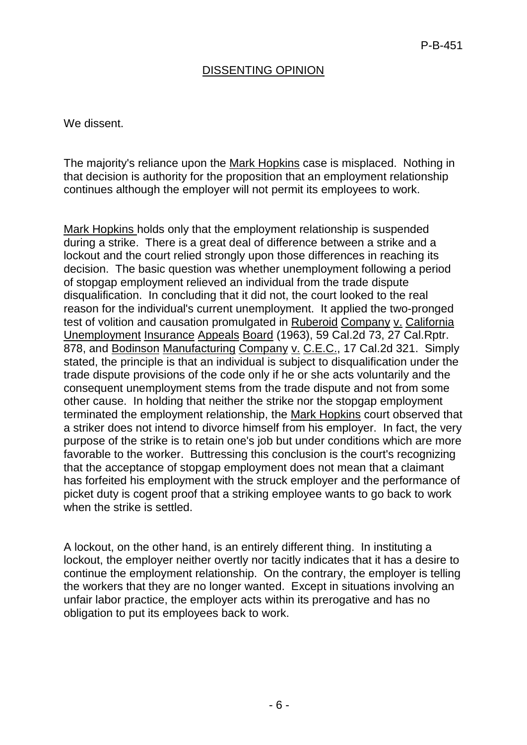## DISSENTING OPINION

We dissent.

The majority's reliance upon the Mark Hopkins case is misplaced. Nothing in that decision is authority for the proposition that an employment relationship continues although the employer will not permit its employees to work.

Mark Hopkins holds only that the employment relationship is suspended during a strike. There is a great deal of difference between a strike and a lockout and the court relied strongly upon those differences in reaching its decision. The basic question was whether unemployment following a period of stopgap employment relieved an individual from the trade dispute disqualification. In concluding that it did not, the court looked to the real reason for the individual's current unemployment. It applied the two-pronged test of volition and causation promulgated in Ruberoid Company v. California Unemployment Insurance Appeals Board (1963), 59 Cal.2d 73, 27 Cal.Rptr. 878, and Bodinson Manufacturing Company v. C.E.C., 17 Cal.2d 321. Simply stated, the principle is that an individual is subject to disqualification under the trade dispute provisions of the code only if he or she acts voluntarily and the consequent unemployment stems from the trade dispute and not from some other cause. In holding that neither the strike nor the stopgap employment terminated the employment relationship, the Mark Hopkins court observed that a striker does not intend to divorce himself from his employer. In fact, the very purpose of the strike is to retain one's job but under conditions which are more favorable to the worker. Buttressing this conclusion is the court's recognizing that the acceptance of stopgap employment does not mean that a claimant has forfeited his employment with the struck employer and the performance of picket duty is cogent proof that a striking employee wants to go back to work when the strike is settled.

A lockout, on the other hand, is an entirely different thing. In instituting a lockout, the employer neither overtly nor tacitly indicates that it has a desire to continue the employment relationship. On the contrary, the employer is telling the workers that they are no longer wanted. Except in situations involving an unfair labor practice, the employer acts within its prerogative and has no obligation to put its employees back to work.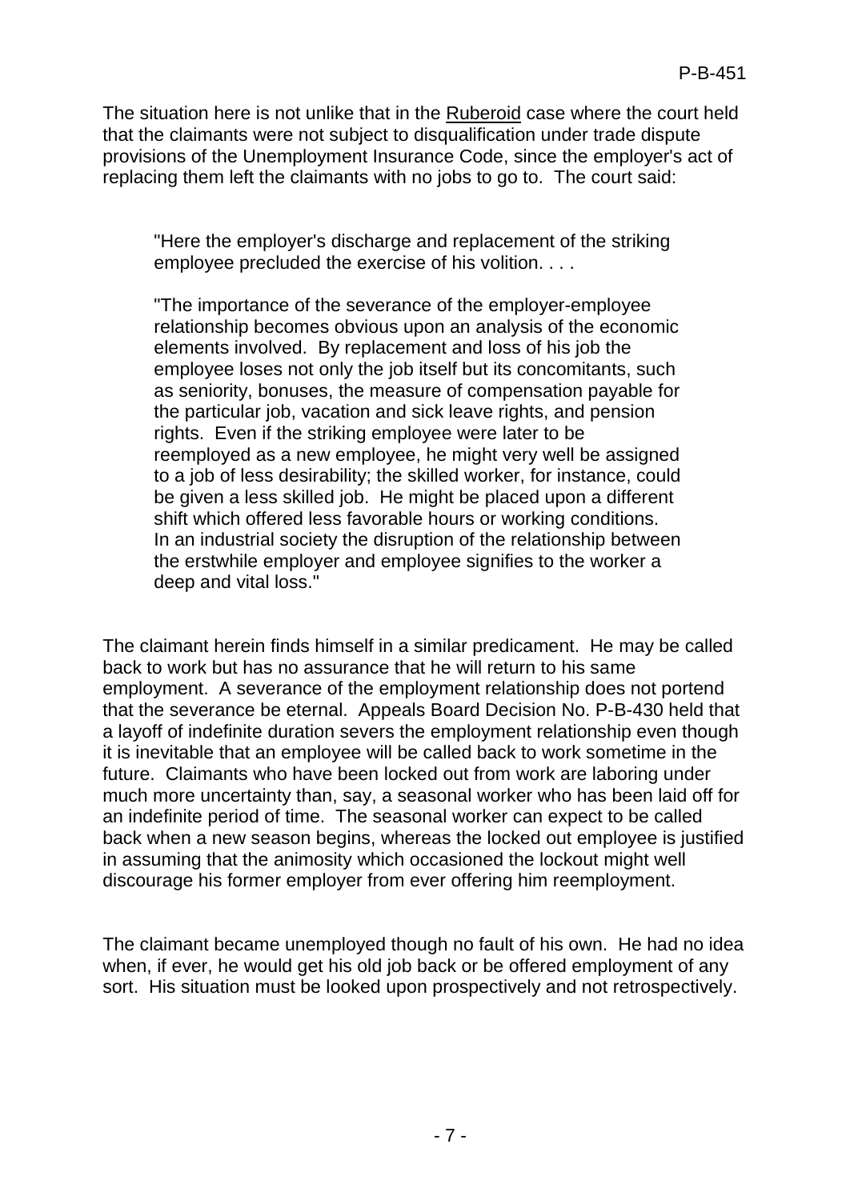The situation here is not unlike that in the Ruberoid case where the court held that the claimants were not subject to disqualification under trade dispute provisions of the Unemployment Insurance Code, since the employer's act of replacing them left the claimants with no jobs to go to. The court said:

> "Here the employer's discharge and replacement of the striking employee precluded the exercise of his volition. . . .
>
> "The importance of the severance of the employer-employee relationship becomes obvious upon an analysis of the economic elements involved. By replacement and loss of his job the employee loses not only the job itself but its concomitants, such as seniority, bonuses, the measure of compensation payable for the particular job, vacation and sick leave rights, and pension rights. Even if the striking employee were later to be reemployed as a new employee, he might very well be assigned to a job of less desirability; the skilled worker, for instance, could be given a less skilled job. He might be placed upon a different shift which offered less favorable hours or working conditions. In an industrial society the disruption of the relationship between the erstwhile employer and employee signifies to the worker a deep and vital loss."

The claimant herein finds himself in a similar predicament. He may be called back to work but has no assurance that he will return to his same employment. A severance of the employment relationship does not portend that the severance be eternal. Appeals Board Decision No. P-B-430 held that a layoff of indefinite duration severs the employment relationship even though it is inevitable that an employee will be called back to work sometime in the future. Claimants who have been locked out from work are laboring under much more uncertainty than, say, a seasonal worker who has been laid off for an indefinite period of time. The seasonal worker can expect to be called back when a new season begins, whereas the locked out employee is justified in assuming that the animosity which occasioned the lockout might well discourage his former employer from ever offering him reemployment.

The claimant became unemployed though no fault of his own. He had no idea when, if ever, he would get his old job back or be offered employment of any sort. His situation must be looked upon prospectively and not retrospectively.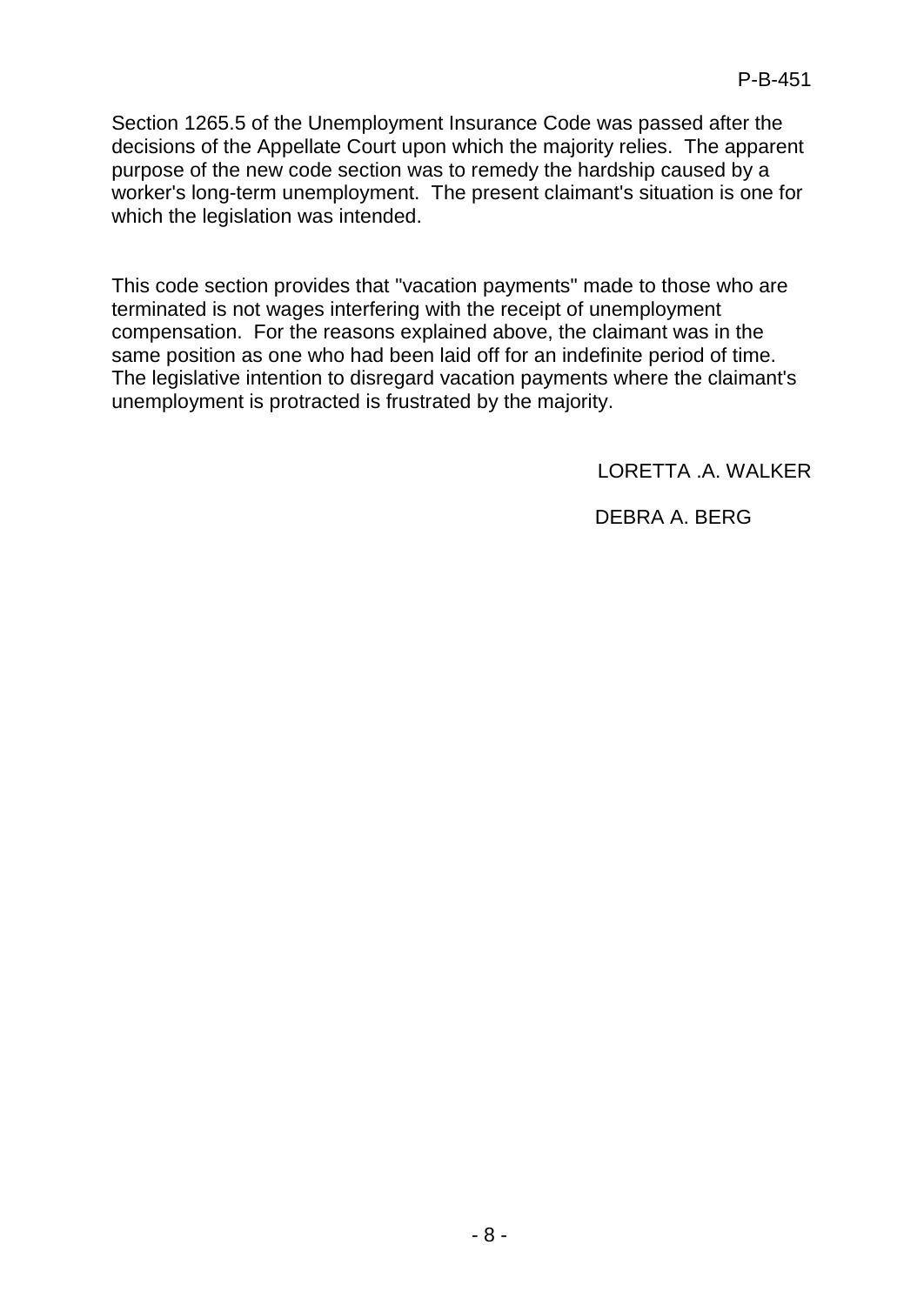Section 1265.5 of the Unemployment Insurance Code was passed after the decisions of the Appellate Court upon which the majority relies. The apparent purpose of the new code section was to remedy the hardship caused by a worker's long-term unemployment. The present claimant's situation is one for which the legislation was intended.

This code section provides that "vacation payments" made to those who are terminated is not wages interfering with the receipt of unemployment compensation. For the reasons explained above, the claimant was in the same position as one who had been laid off for an indefinite period of time. The legislative intention to disregard vacation payments where the claimant's unemployment is protracted is frustrated by the majority.

LORETTA .A. WALKER

DEBRA A. BERG